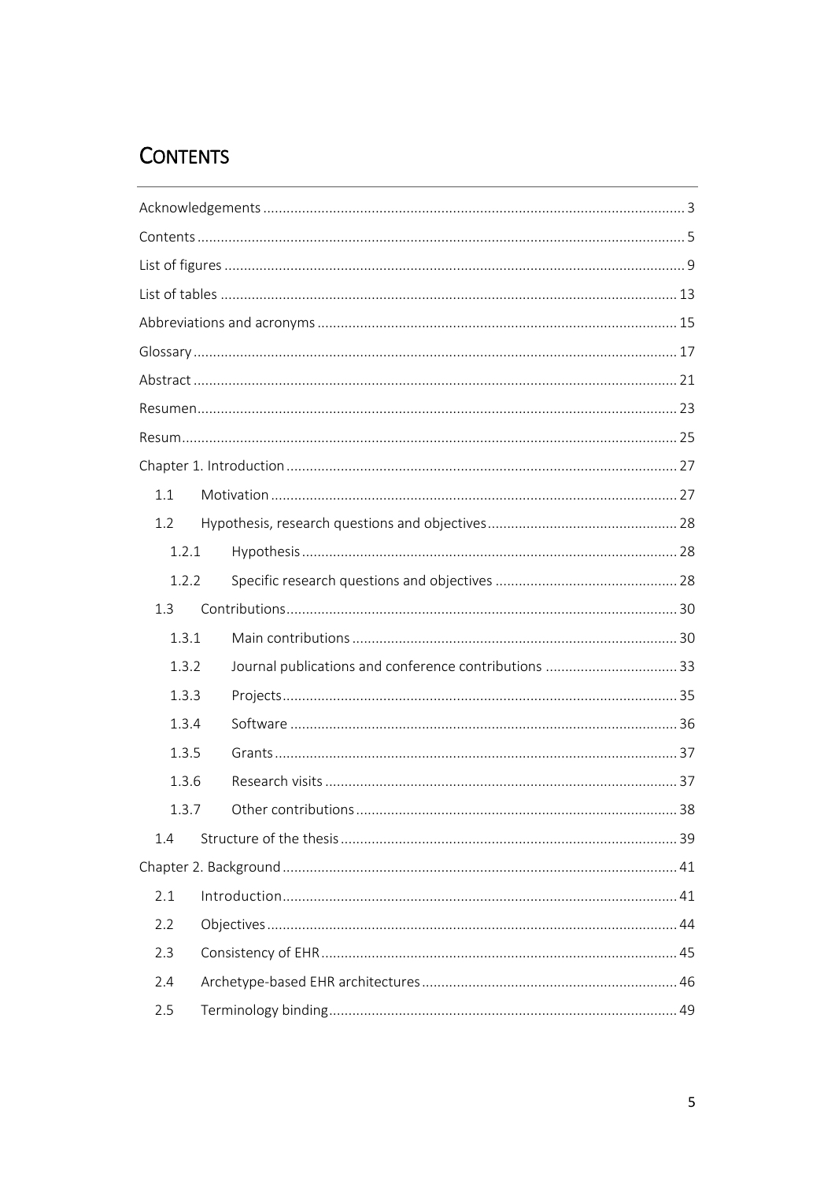# CONTENTS

Acknowledgements ........................................................................................................ 3

Contents ....................................................................................................................... 5

List of figures ................................................................................................................ 9

List of tables ................................................................................................................ 13

Abbreviations and acronyms ........................................................................................ 15

Glossary ....................................................................................................................... 17

Abstract ....................................................................................................................... 21

Resumen ...................................................................................................................... 23

Resum .......................................................................................................................... 25

Chapter 1. Introduction ................................................................................................ 27

- 1.1 Motivation ............................................................................................................ 27
- 1.2 Hypothesis, research questions and objectives .................................................... 28
  - 1.2.1 Hypothesis ................................................................................................... 28
  - 1.2.2 Specific research questions and objectives .................................................. 28
- 1.3 Contributions ........................................................................................................ 30
  - 1.3.1 Main contributions ....................................................................................... 30
  - 1.3.2 Journal publications and conference contributions ..................................... 33
  - 1.3.3 Projects ........................................................................................................ 35
  - 1.3.4 Software ....................................................................................................... 36
  - 1.3.5 Grants .......................................................................................................... 37
  - 1.3.6 Research visits ............................................................................................. 37
  - 1.3.7 Other contributions ...................................................................................... 38
- 1.4 Structure of the thesis .......................................................................................... 39

Chapter 2. Background ................................................................................................. 41

- 2.1 Introduction .......................................................................................................... 41
- 2.2 Objectives ............................................................................................................. 44
- 2.3 Consistency of EHR ............................................................................................... 45
- 2.4 Archetype-based EHR architectures ..................................................................... 46
- 2.5 Terminology binding ............................................................................................. 49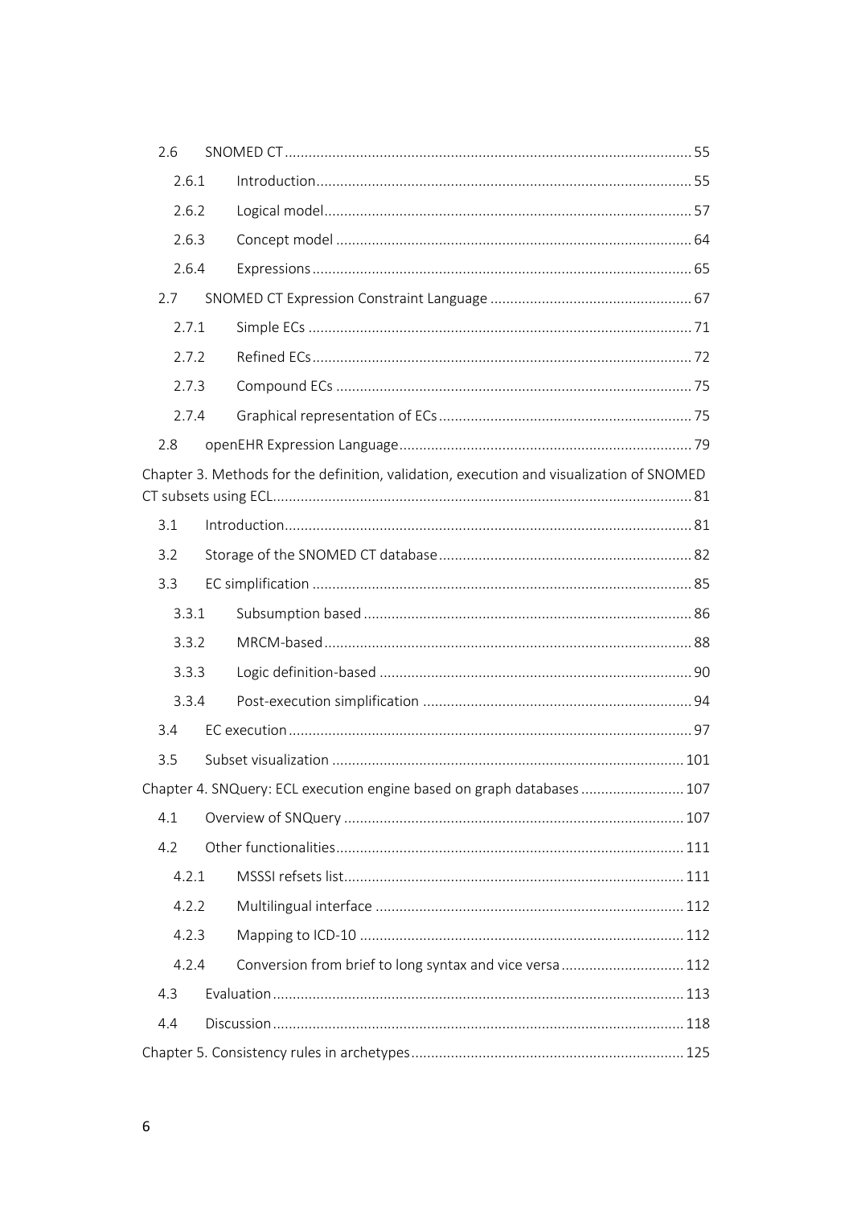- 2.6 SNOMED CT ..... 55
  - 2.6.1 Introduction ..... 55
  - 2.6.2 Logical model ..... 57
  - 2.6.3 Concept model ..... 64
  - 2.6.4 Expressions ..... 65
- 2.7 SNOMED CT Expression Constraint Language ..... 67
  - 2.7.1 Simple ECs ..... 71
  - 2.7.2 Refined ECs ..... 72
  - 2.7.3 Compound ECs ..... 75
  - 2.7.4 Graphical representation of ECs ..... 75
- 2.8 openEHR Expression Language ..... 79

Chapter 3. Methods for the definition, validation, execution and visualization of SNOMED CT subsets using ECL ..... 81

- 3.1 Introduction ..... 81
- 3.2 Storage of the SNOMED CT database ..... 82
- 3.3 EC simplification ..... 85
  - 3.3.1 Subsumption based ..... 86
  - 3.3.2 MRCM-based ..... 88
  - 3.3.3 Logic definition-based ..... 90
  - 3.3.4 Post-execution simplification ..... 94
- 3.4 EC execution ..... 97
- 3.5 Subset visualization ..... 101

Chapter 4. SNQuery: ECL execution engine based on graph databases ..... 107

- 4.1 Overview of SNQuery ..... 107
- 4.2 Other functionalities ..... 111
  - 4.2.1 MSSSI refsets list ..... 111
  - 4.2.2 Multilingual interface ..... 112
  - 4.2.3 Mapping to ICD-10 ..... 112
  - 4.2.4 Conversion from brief to long syntax and vice versa ..... 112
- 4.3 Evaluation ..... 113
- 4.4 Discussion ..... 118

Chapter 5. Consistency rules in archetypes ..... 125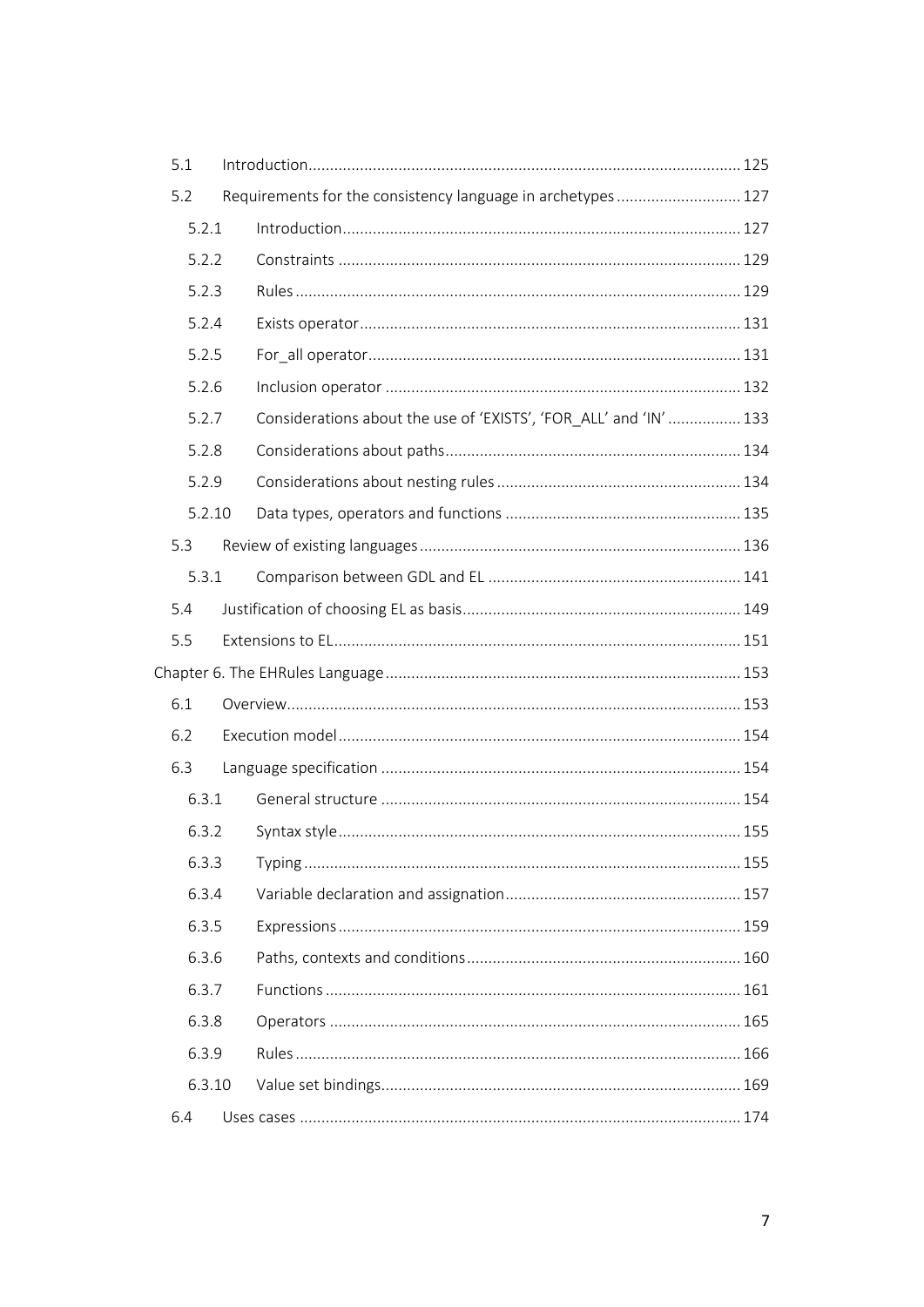- 5.1 Introduction ........ 125
- 5.2 Requirements for the consistency language in archetypes ........ 127
  - 5.2.1 Introduction ........ 127
  - 5.2.2 Constraints ........ 129
  - 5.2.3 Rules ........ 129
  - 5.2.4 Exists operator ........ 131
  - 5.2.5 For_all operator ........ 131
  - 5.2.6 Inclusion operator ........ 132
  - 5.2.7 Considerations about the use of 'EXISTS', 'FOR_ALL' and 'IN' ........ 133
  - 5.2.8 Considerations about paths ........ 134
  - 5.2.9 Considerations about nesting rules ........ 134
  - 5.2.10 Data types, operators and functions ........ 135
- 5.3 Review of existing languages ........ 136
  - 5.3.1 Comparison between GDL and EL ........ 141
- 5.4 Justification of choosing EL as basis ........ 149
- 5.5 Extensions to EL ........ 151

Chapter 6. The EHRules Language ........ 153

- 6.1 Overview ........ 153
- 6.2 Execution model ........ 154
- 6.3 Language specification ........ 154
  - 6.3.1 General structure ........ 154
  - 6.3.2 Syntax style ........ 155
  - 6.3.3 Typing ........ 155
  - 6.3.4 Variable declaration and assignation ........ 157
  - 6.3.5 Expressions ........ 159
  - 6.3.6 Paths, contexts and conditions ........ 160
  - 6.3.7 Functions ........ 161
  - 6.3.8 Operators ........ 165
  - 6.3.9 Rules ........ 166
  - 6.3.10 Value set bindings ........ 169
- 6.4 Uses cases ........ 174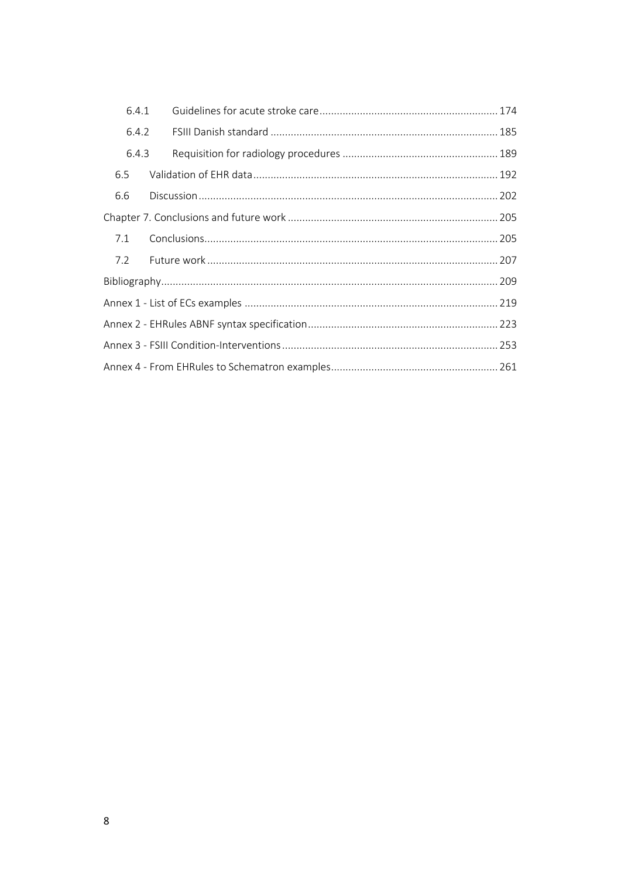6.4.1 Guidelines for acute stroke care ............................................................. 174

6.4.2 FSIII Danish standard ............................................................................. 185

6.4.3 Requisition for radiology procedures ..................................................... 189

6.5 Validation of EHR data ..................................................................................... 192

6.6 Discussion ....................................................................................................... 202

Chapter 7. Conclusions and future work ........................................................................ 205

7.1 Conclusions ...................................................................................................... 205

7.2 Future work ..................................................................................................... 207

Bibliography ................................................................................................................... 209

Annex 1 - List of ECs examples ...................................................................................... 219

Annex 2 - EHRules ABNF syntax specification ................................................................. 223

Annex 3 - FSIII Condition-Interventions .......................................................................... 253

Annex 4 - From EHRules to Schematron examples ......................................................... 261